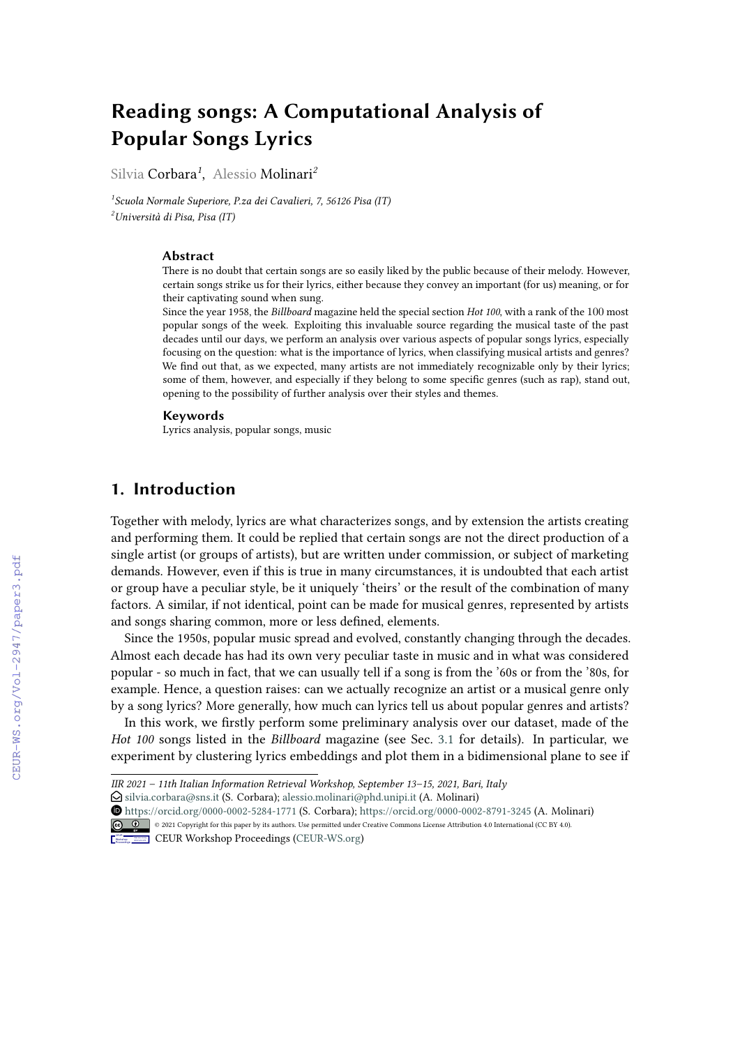# Reading songs: A Computational Analysis of Popular Songs Lyrics

Silvia Corbara[1], Alessio Molinari[2]

[1]Scuola Normale Superiore, P.za dei Cavalieri, 7, 56126 Pisa (IT)
[2]Università di Pisa, Pisa (IT)

## Abstract

There is no doubt that certain songs are so easily liked by the public because of their melody. However, certain songs strike us for their lyrics, either because they convey an important (for us) meaning, or for their captivating sound when sung.

Since the year 1958, the *Billboard* magazine held the special section *Hot 100*, with a rank of the 100 most popular songs of the week. Exploiting this invaluable source regarding the musical taste of the past decades until our days, we perform an analysis over various aspects of popular songs lyrics, especially focusing on the question: what is the importance of lyrics, when classifying musical artists and genres? We find out that, as we expected, many artists are not immediately recognizable only by their lyrics; some of them, however, and especially if they belong to some specific genres (such as rap), stand out, opening to the possibility of further analysis over their styles and themes.

## Keywords

Lyrics analysis, popular songs, music

## 1. Introduction

Together with melody, lyrics are what characterizes songs, and by extension the artists creating and performing them. It could be replied that certain songs are not the direct production of a single artist (or groups of artists), but are written under commission, or subject of marketing demands. However, even if this is true in many circumstances, it is undoubted that each artist or group have a peculiar style, be it uniquely 'theirs' or the result of the combination of many factors. A similar, if not identical, point can be made for musical genres, represented by artists and songs sharing common, more or less defined, elements.

Since the 1950s, popular music spread and evolved, constantly changing through the decades. Almost each decade has had its own very peculiar taste in music and in what was considered popular - so much in fact, that we can usually tell if a song is from the '60s or from the '80s, for example. Hence, a question raises: can we actually recognize an artist or a musical genre only by a song lyrics? More generally, how much can lyrics tell us about popular genres and artists?

In this work, we firstly perform some preliminary analysis over our dataset, made of the *Hot 100* songs listed in the *Billboard* magazine (see Sec. 3.1 for details). In particular, we experiment by clustering lyrics embeddings and plot them in a bidimensional plane to see if

---

*IIR 2021 – 11th Italian Information Retrieval Workshop, September 13–15, 2021, Bari, Italy*
silvia.corbara@sns.it (S. Corbara); alessio.molinari@phd.unipi.it (A. Molinari)
https://orcid.org/0000-0002-5284-1771 (S. Corbara); https://orcid.org/0000-0002-8791-3245 (A. Molinari)
© 2021 Copyright for this paper by its authors. Use permitted under Creative Commons License Attribution 4.0 International (CC BY 4.0).
CEUR Workshop Proceedings (CEUR-WS.org)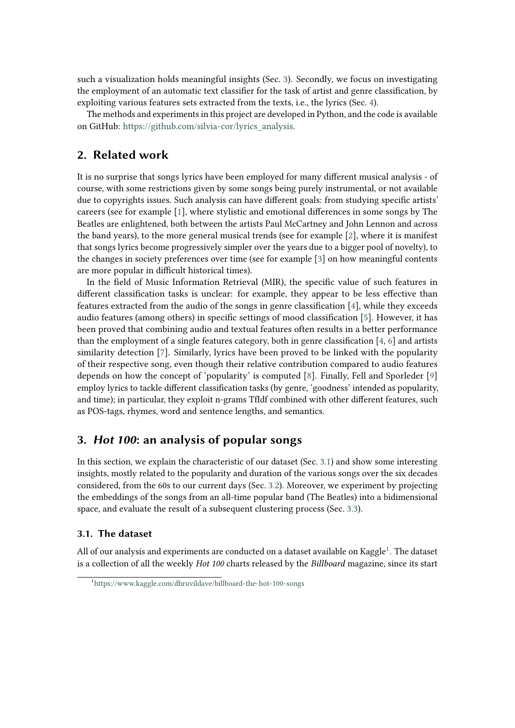such a visualization holds meaningful insights (Sec. 3). Secondly, we focus on investigating the employment of an automatic text classifier for the task of artist and genre classification, by exploiting various features sets extracted from the texts, i.e., the lyrics (Sec. 4).

The methods and experiments in this project are developed in Python, and the code is available on GitHub: https://github.com/silvia-cor/lyrics_analysis.

## 2. Related work

It is no surprise that songs lyrics have been employed for many different musical analysis - of course, with some restrictions given by some songs being purely instrumental, or not available due to copyrights issues. Such analysis can have different goals: from studying specific artists' careers (see for example [1], where stylistic and emotional differences in some songs by The Beatles are enlightened, both between the artists Paul McCartney and John Lennon and across the band years), to the more general musical trends (see for example [2], where it is manifest that songs lyrics become progressively simpler over the years due to a bigger pool of novelty), to the changes in society preferences over time (see for example [3] on how meaningful contents are more popular in difficult historical times).

In the field of Music Information Retrieval (MIR), the specific value of such features in different classification tasks is unclear: for example, they appear to be less effective than features extracted from the audio of the songs in genre classification [4], while they exceeds audio features (among others) in specific settings of mood classification [5]. However, it has been proved that combining audio and textual features often results in a better performance than the employment of a single features category, both in genre classification [4, 6] and artists similarity detection [7]. Similarly, lyrics have been proved to be linked with the popularity of their respective song, even though their relative contribution compared to audio features depends on how the concept of 'popularity' is computed [8]. Finally, Fell and Sporleder [9] employ lyrics to tackle different classification tasks (by genre, 'goodness' intended as popularity, and time); in particular, they exploit n-grams TfIdf combined with other different features, such as POS-tags, rhymes, word and sentence lengths, and semantics.

## 3. *Hot 100*: an analysis of popular songs

In this section, we explain the characteristic of our dataset (Sec. 3.1) and show some interesting insights, mostly related to the popularity and duration of the various songs over the six decades considered, from the 60s to our current days (Sec. 3.2). Moreover, we experiment by projecting the embeddings of the songs from an all-time popular band (The Beatles) into a bidimensional space, and evaluate the result of a subsequent clustering process (Sec. 3.3).

### 3.1. The dataset

All of our analysis and experiments are conducted on a dataset available on Kaggle[1]. The dataset is a collection of all the weekly *Hot 100* charts released by the *Billboard* magazine, since its start

[1] https://www.kaggle.com/dhruvildave/billboard-the-hot-100-songs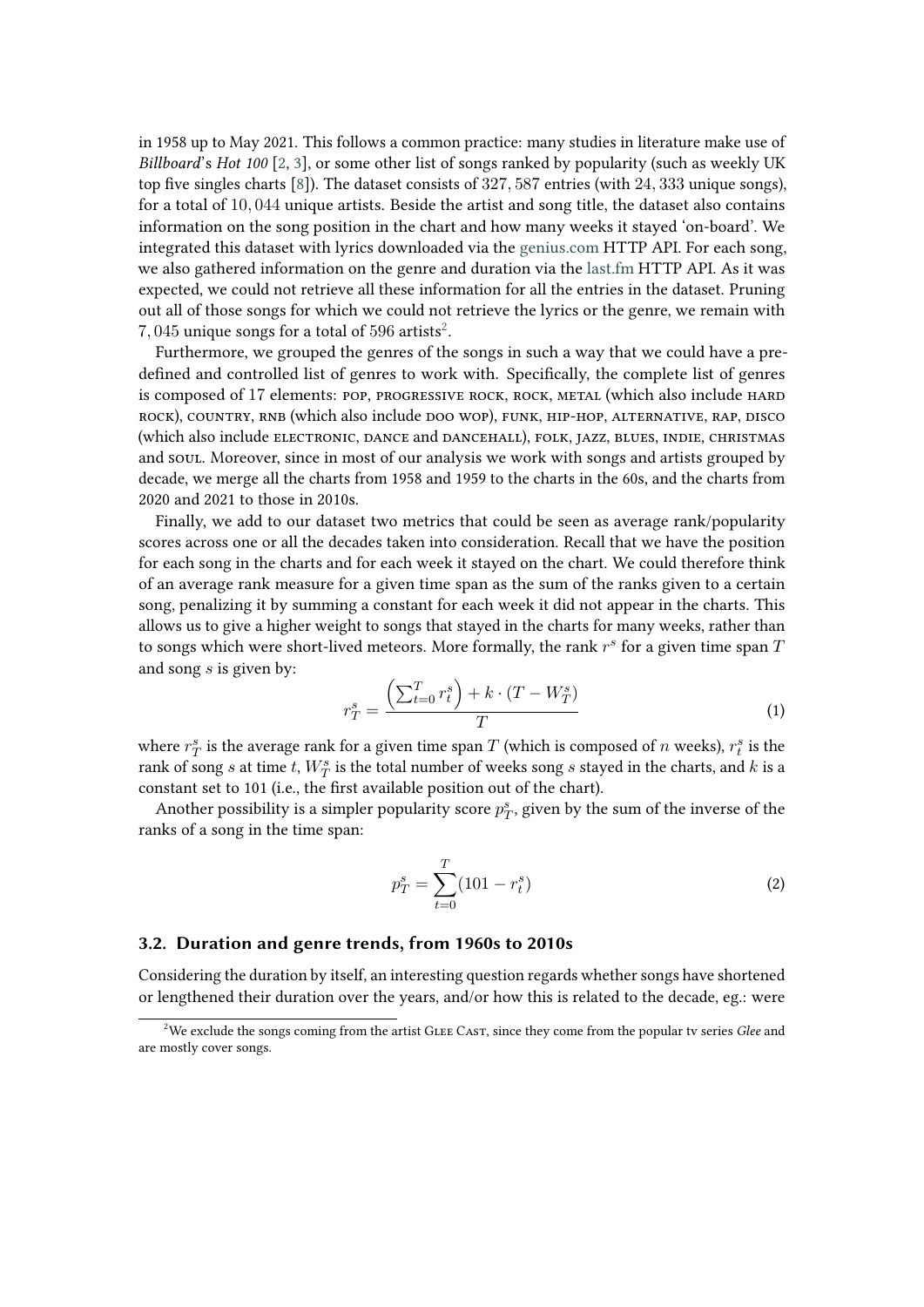in 1958 up to May 2021. This follows a common practice: many studies in literature make use of *Billboard*'s *Hot 100* [2, 3], or some other list of songs ranked by popularity (such as weekly UK top five singles charts [8]). The dataset consists of $327,587$ entries (with $24,333$ unique songs), for a total of $10,044$ unique artists. Beside the artist and song title, the dataset also contains information on the song position in the chart and how many weeks it stayed 'on-board'. We integrated this dataset with lyrics downloaded via the genius.com HTTP API. For each song, we also gathered information on the genre and duration via the last.fm HTTP API. As it was expected, we could not retrieve all these information for all the entries in the dataset. Pruning out all of those songs for which we could not retrieve the lyrics or the genre, we remain with $7,045$ unique songs for a total of $596$ artists[2].

Furthermore, we grouped the genres of the songs in such a way that we could have a pre-defined and controlled list of genres to work with. Specifically, the complete list of genres is composed of 17 elements: POP, PROGRESSIVE ROCK, ROCK, METAL (which also include HARD ROCK), COUNTRY, RNB (which also include DOO WOP), FUNK, HIP-HOP, ALTERNATIVE, RAP, DISCO (which also include ELECTRONIC, DANCE and DANCEHALL), FOLK, JAZZ, BLUES, INDIE, CHRISTMAS and SOUL. Moreover, since in most of our analysis we work with songs and artists grouped by decade, we merge all the charts from 1958 and 1959 to the charts in the 60s, and the charts from 2020 and 2021 to those in 2010s.

Finally, we add to our dataset two metrics that could be seen as average rank/popularity scores across one or all the decades taken into consideration. Recall that we have the position for each song in the charts and for each week it stayed on the chart. We could therefore think of an average rank measure for a given time span as the sum of the ranks given to a certain song, penalizing it by summing a constant for each week it did not appear in the charts. This allows us to give a higher weight to songs that stayed in the charts for many weeks, rather than to songs which were short-lived meteors. More formally, the rank $r^s$ for a given time span $T$ and song $s$ is given by:

$$r_T^s = \frac{\left(\sum_{t=0}^{T} r_t^s\right) + k \cdot (T - W_T^s)}{T} \tag{1}$$

where $r_T^s$ is the average rank for a given time span $T$ (which is composed of $n$ weeks), $r_t^s$ is the rank of song $s$ at time $t$, $W_T^s$ is the total number of weeks song $s$ stayed in the charts, and $k$ is a constant set to 101 (i.e., the first available position out of the chart).

Another possibility is a simpler popularity score $p_T^s$, given by the sum of the inverse of the ranks of a song in the time span:

$$p_T^s = \sum_{t=0}^{T} (101 - r_t^s) \tag{2}$$

### 3.2. Duration and genre trends, from 1960s to 2010s

Considering the duration by itself, an interesting question regards whether songs have shortened or lengthened their duration over the years, and/or how this is related to the decade, eg.: were

---

[2] We exclude the songs coming from the artist GLEE CAST, since they come from the popular tv series *Glee* and are mostly cover songs.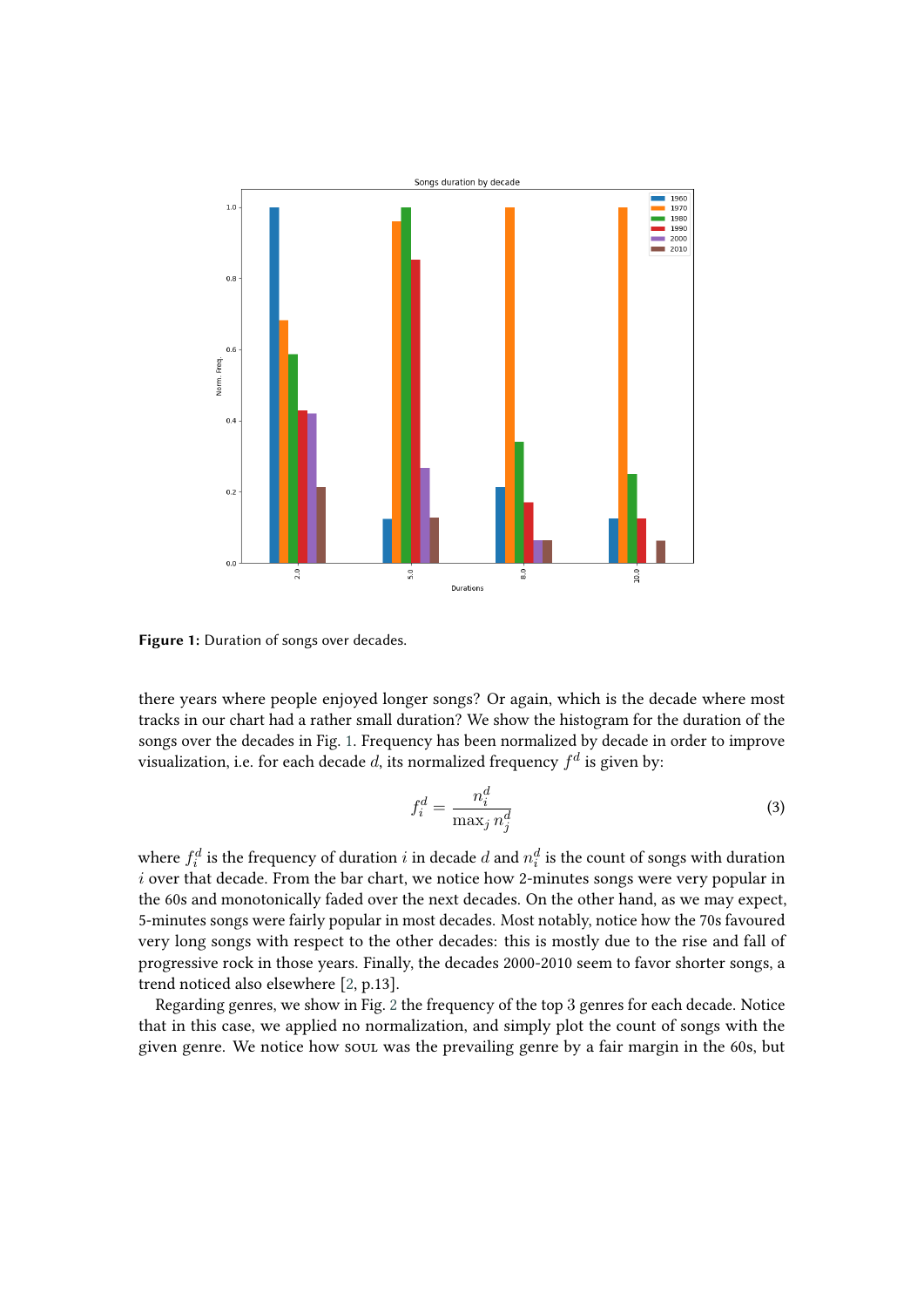**Figure 1:** Duration of songs over decades.

there years where people enjoyed longer songs? Or again, which is the decade where most tracks in our chart had a rather small duration? We show the histogram for the duration of the songs over the decades in Fig. 1. Frequency has been normalized by decade in order to improve visualization, i.e. for each decade $d$, its normalized frequency $f^d$ is given by:

$$f_i^d = \frac{n_i^d}{\max_j n_j^d} \tag{3}$$

where $f_i^d$ is the frequency of duration $i$ in decade $d$ and $n_i^d$ is the count of songs with duration $i$ over that decade. From the bar chart, we notice how 2-minutes songs were very popular in the 60s and monotonically faded over the next decades. On the other hand, as we may expect, 5-minutes songs were fairly popular in most decades. Most notably, notice how the 70s favoured very long songs with respect to the other decades: this is mostly due to the rise and fall of progressive rock in those years. Finally, the decades 2000-2010 seem to favor shorter songs, a trend noticed also elsewhere [2, p.13].

Regarding genres, we show in Fig. 2 the frequency of the top 3 genres for each decade. Notice that in this case, we applied no normalization, and simply plot the count of songs with the given genre. We notice how SOUL was the prevailing genre by a fair margin in the 60s, but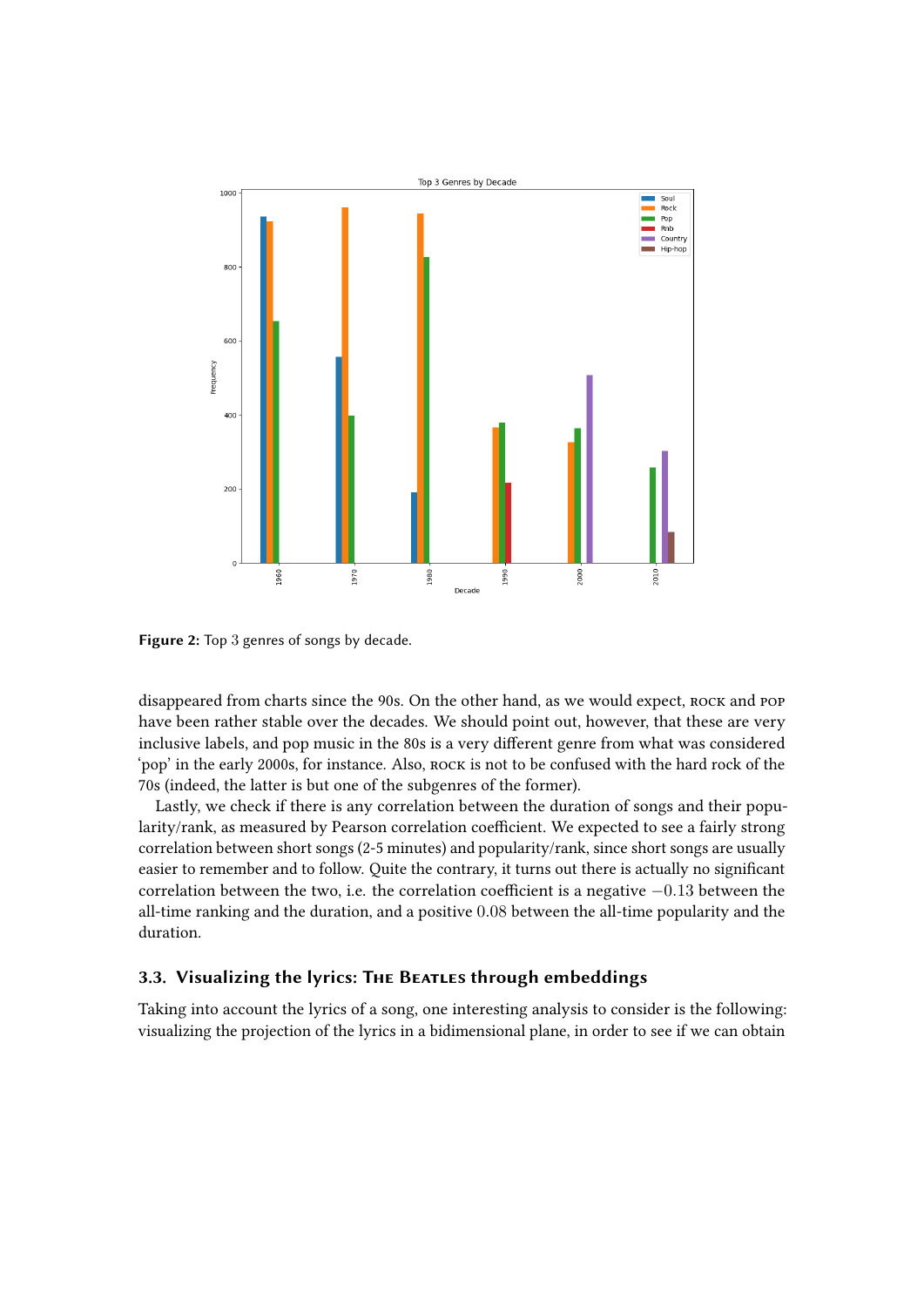**Figure 2:** Top 3 genres of songs by decade.

disappeared from charts since the 90s. On the other hand, as we would expect, ROCK and POP have been rather stable over the decades. We should point out, however, that these are very inclusive labels, and pop music in the 80s is a very different genre from what was considered 'pop' in the early 2000s, for instance. Also, ROCK is not to be confused with the hard rock of the 70s (indeed, the latter is but one of the subgenres of the former).

Lastly, we check if there is any correlation between the duration of songs and their popularity/rank, as measured by Pearson correlation coefficient. We expected to see a fairly strong correlation between short songs (2-5 minutes) and popularity/rank, since short songs are usually easier to remember and to follow. Quite the contrary, it turns out there is actually no significant correlation between the two, i.e. the correlation coefficient is a negative $-0.13$ between the all-time ranking and the duration, and a positive $0.08$ between the all-time popularity and the duration.

### 3.3. Visualizing the lyrics: THE BEATLES through embeddings

Taking into account the lyrics of a song, one interesting analysis to consider is the following: visualizing the projection of the lyrics in a bidimensional plane, in order to see if we can obtain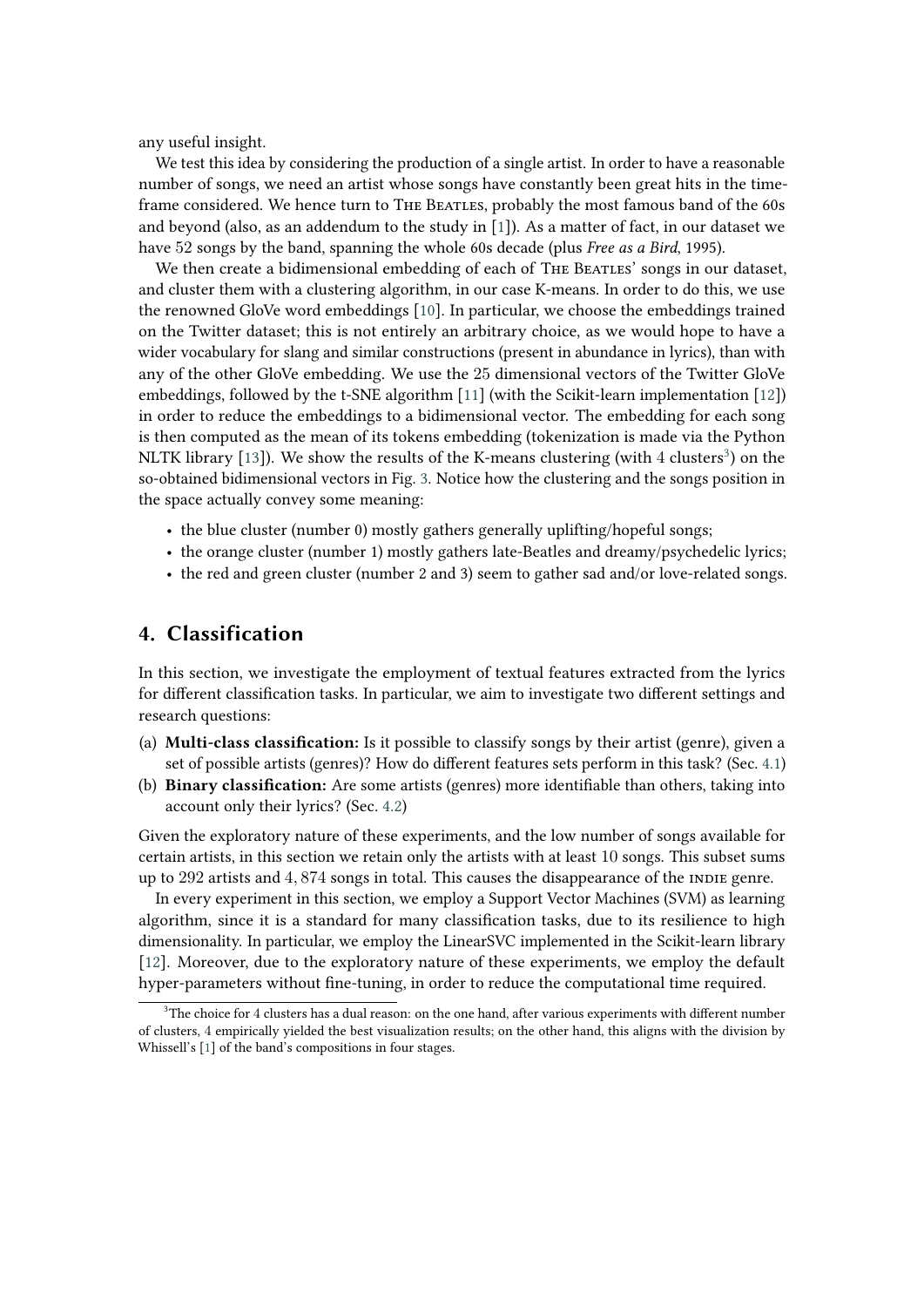any useful insight.

We test this idea by considering the production of a single artist. In order to have a reasonable number of songs, we need an artist whose songs have constantly been great hits in the time-frame considered. We hence turn to The Beatles, probably the most famous band of the 60s and beyond (also, as an addendum to the study in [1]). As a matter of fact, in our dataset we have 52 songs by the band, spanning the whole 60s decade (plus *Free as a Bird*, 1995).

We then create a bidimensional embedding of each of The Beatles' songs in our dataset, and cluster them with a clustering algorithm, in our case K-means. In order to do this, we use the renowned GloVe word embeddings [10]. In particular, we choose the embeddings trained on the Twitter dataset; this is not entirely an arbitrary choice, as we would hope to have a wider vocabulary for slang and similar constructions (present in abundance in lyrics), than with any of the other GloVe embedding. We use the 25 dimensional vectors of the Twitter GloVe embeddings, followed by the t-SNE algorithm [11] (with the Scikit-learn implementation [12]) in order to reduce the embeddings to a bidimensional vector. The embedding for each song is then computed as the mean of its tokens embedding (tokenization is made via the Python NLTK library [13]). We show the results of the K-means clustering (with 4 clusters[3]) on the so-obtained bidimensional vectors in Fig. 3. Notice how the clustering and the songs position in the space actually convey some meaning:

- the blue cluster (number 0) mostly gathers generally uplifting/hopeful songs;
- the orange cluster (number 1) mostly gathers late-Beatles and dreamy/psychedelic lyrics;
- the red and green cluster (number 2 and 3) seem to gather sad and/or love-related songs.

## 4. Classification

In this section, we investigate the employment of textual features extracted from the lyrics for different classification tasks. In particular, we aim to investigate two different settings and research questions:

(a) **Multi-class classification:** Is it possible to classify songs by their artist (genre), given a set of possible artists (genres)? How do different features sets perform in this task? (Sec. 4.1)

(b) **Binary classification:** Are some artists (genres) more identifiable than others, taking into account only their lyrics? (Sec. 4.2)

Given the exploratory nature of these experiments, and the low number of songs available for certain artists, in this section we retain only the artists with at least 10 songs. This subset sums up to 292 artists and 4,874 songs in total. This causes the disappearance of the indie genre.

In every experiment in this section, we employ a Support Vector Machines (SVM) as learning algorithm, since it is a standard for many classification tasks, due to its resilience to high dimensionality. In particular, we employ the LinearSVC implemented in the Scikit-learn library [12]. Moreover, due to the exploratory nature of these experiments, we employ the default hyper-parameters without fine-tuning, in order to reduce the computational time required.

[3] The choice for 4 clusters has a dual reason: on the one hand, after various experiments with different number of clusters, 4 empirically yielded the best visualization results; on the other hand, this aligns with the division by Whissell's [1] of the band's compositions in four stages.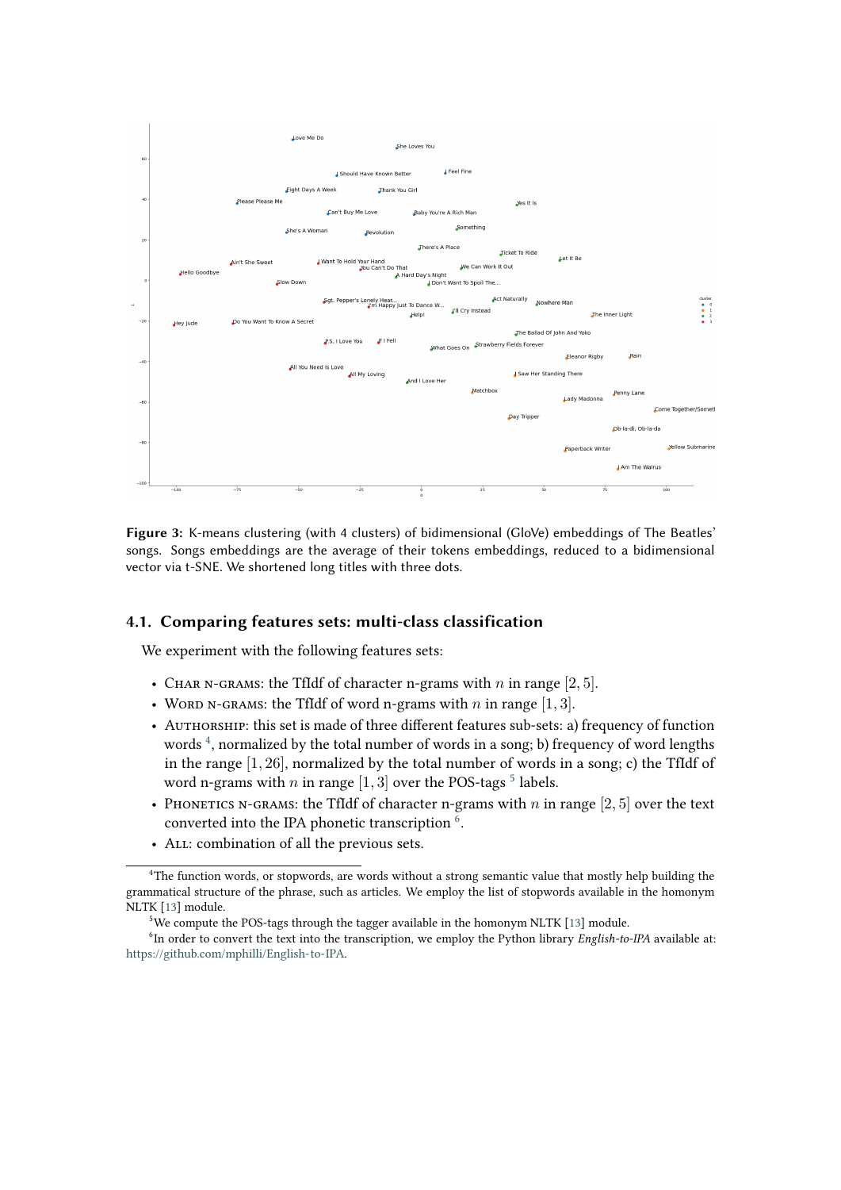**Figure 3:** K-means clustering (with 4 clusters) of bidimensional (GloVe) embeddings of The Beatles' songs. Songs embeddings are the average of their tokens embeddings, reduced to a bidimensional vector via t-SNE. We shortened long titles with three dots.

### 4.1. Comparing features sets: multi-class classification

We experiment with the following features sets:

- Char n-grams: the TfIdf of character n-grams with $n$ in range $[2, 5]$.
- Word n-grams: the TfIdf of word n-grams with $n$ in range $[1, 3]$.
- Authorship: this set is made of three different features sub-sets: a) frequency of function words [4], normalized by the total number of words in a song; b) frequency of word lengths in the range $[1, 26]$, normalized by the total number of words in a song; c) the TfIdf of word n-grams with $n$ in range $[1, 3]$ over the POS-tags [5] labels.
- Phonetics n-grams: the TfIdf of character n-grams with $n$ in range $[2, 5]$ over the text converted into the IPA phonetic transcription [6].
- All: combination of all the previous sets.

[4] The function words, or stopwords, are words without a strong semantic value that mostly help building the grammatical structure of the phrase, such as articles. We employ the list of stopwords available in the homonym NLTK [13] module.

[5] We compute the POS-tags through the tagger available in the homonym NLTK [13] module.

[6] In order to convert the text into the transcription, we employ the Python library *English-to-IPA* available at: https://github.com/mphilli/English-to-IPA.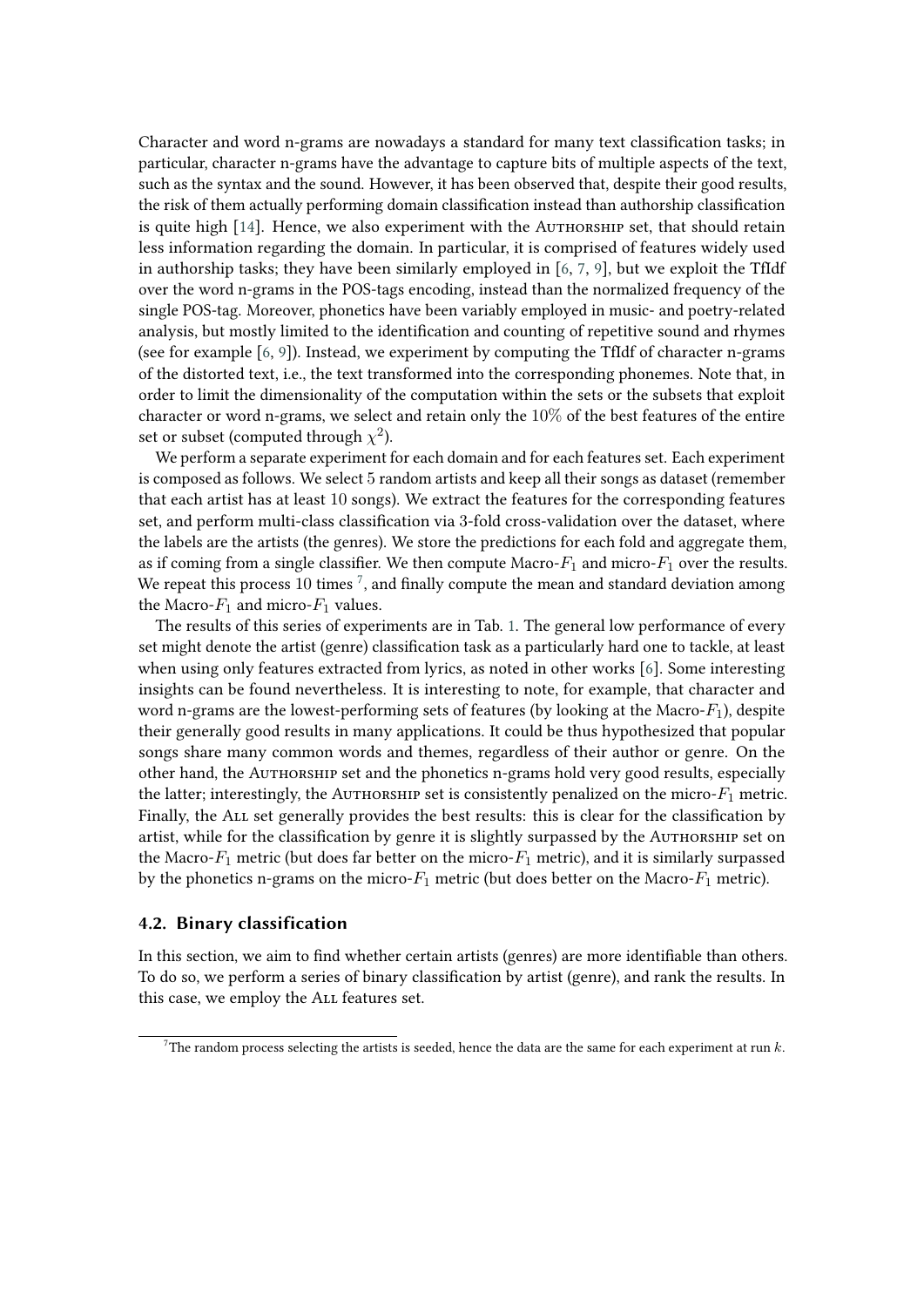Character and word n-grams are nowadays a standard for many text classification tasks; in particular, character n-grams have the advantage to capture bits of multiple aspects of the text, such as the syntax and the sound. However, it has been observed that, despite their good results, the risk of them actually performing domain classification instead than authorship classification is quite high [14]. Hence, we also experiment with the Authorship set, that should retain less information regarding the domain. In particular, it is comprised of features widely used in authorship tasks; they have been similarly employed in [6, 7, 9], but we exploit the TfIdf over the word n-grams in the POS-tags encoding, instead than the normalized frequency of the single POS-tag. Moreover, phonetics have been variably employed in music- and poetry-related analysis, but mostly limited to the identification and counting of repetitive sound and rhymes (see for example [6, 9]). Instead, we experiment by computing the TfIdf of character n-grams of the distorted text, i.e., the text transformed into the corresponding phonemes. Note that, in order to limit the dimensionality of the computation within the sets or the subsets that exploit character or word n-grams, we select and retain only the $10\%$ of the best features of the entire set or subset (computed through $\chi^2$).

We perform a separate experiment for each domain and for each features set. Each experiment is composed as follows. We select $5$ random artists and keep all their songs as dataset (remember that each artist has at least $10$ songs). We extract the features for the corresponding features set, and perform multi-class classification via $3$-fold cross-validation over the dataset, where the labels are the artists (the genres). We store the predictions for each fold and aggregate them, as if coming from a single classifier. We then compute Macro-$F_1$ and micro-$F_1$ over the results. We repeat this process $10$ times [7], and finally compute the mean and standard deviation among the Macro-$F_1$ and micro-$F_1$ values.

The results of this series of experiments are in Tab. 1. The general low performance of every set might denote the artist (genre) classification task as a particularly hard one to tackle, at least when using only features extracted from lyrics, as noted in other works [6]. Some interesting insights can be found nevertheless. It is interesting to note, for example, that character and word n-grams are the lowest-performing sets of features (by looking at the Macro-$F_1$), despite their generally good results in many applications. It could be thus hypothesized that popular songs share many common words and themes, regardless of their author or genre. On the other hand, the Authorship set and the phonetics n-grams hold very good results, especially the latter; interestingly, the Authorship set is consistently penalized on the micro-$F_1$ metric. Finally, the All set generally provides the best results: this is clear for the classification by artist, while for the classification by genre it is slightly surpassed by the Authorship set on the Macro-$F_1$ metric (but does far better on the micro-$F_1$ metric), and it is similarly surpassed by the phonetics n-grams on the micro-$F_1$ metric (but does better on the Macro-$F_1$ metric).

### 4.2. Binary classification

In this section, we aim to find whether certain artists (genres) are more identifiable than others. To do so, we perform a series of binary classification by artist (genre), and rank the results. In this case, we employ the All features set.

[7] The random process selecting the artists is seeded, hence the data are the same for each experiment at run $k$.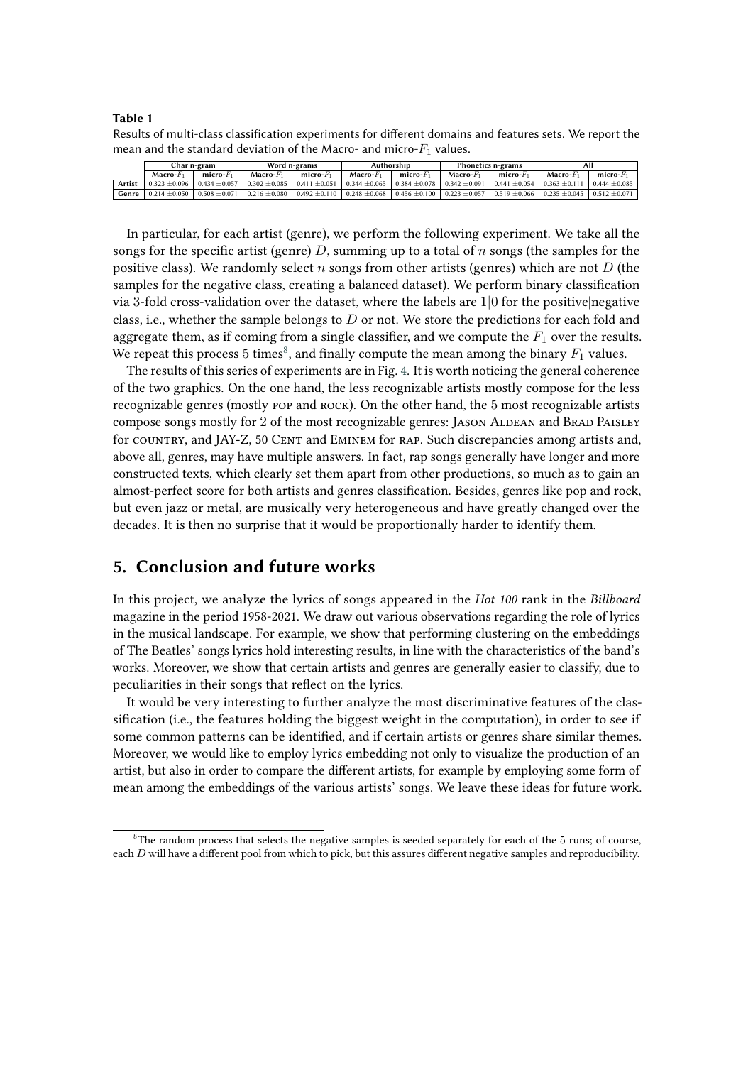**Table 1**

Results of multi-class classification experiments for different domains and features sets. We report the mean and the standard deviation of the Macro- and micro-$F_1$ values.

| | Char n-gram | | Word n-grams | | Authorship | | Phonetics n-grams | | All | |
|---|---|---|---|---|---|---|---|---|---|---|
| | Macro-$F_1$ | micro-$F_1$ | Macro-$F_1$ | micro-$F_1$ | Macro-$F_1$ | micro-$F_1$ | Macro-$F_1$ | micro-$F_1$ | Macro-$F_1$ | micro-$F_1$ |
| **Artist** | $0.323 \pm 0.096$ | $0.434 \pm 0.057$ | $0.302 \pm 0.085$ | $0.411 \pm 0.051$ | $0.344 \pm 0.065$ | $0.384 \pm 0.078$ | $0.342 \pm 0.091$ | $0.441 \pm 0.054$ | $0.363 \pm 0.111$ | $0.444 \pm 0.085$ |
| **Genre** | $0.214 \pm 0.050$ | $0.508 \pm 0.071$ | $0.216 \pm 0.080$ | $0.492 \pm 0.110$ | $0.248 \pm 0.068$ | $0.456 \pm 0.100$ | $0.223 \pm 0.057$ | $0.519 \pm 0.066$ | $0.235 \pm 0.045$ | $0.512 \pm 0.071$ |

In particular, for each artist (genre), we perform the following experiment. We take all the songs for the specific artist (genre) $D$, summing up to a total of $n$ songs (the samples for the positive class). We randomly select $n$ songs from other artists (genres) which are not $D$ (the samples for the negative class, creating a balanced dataset). We perform binary classification via 3-fold cross-validation over the dataset, where the labels are $1|0$ for the positive|negative class, i.e., whether the sample belongs to $D$ or not. We store the predictions for each fold and aggregate them, as if coming from a single classifier, and we compute the $F_1$ over the results. We repeat this process $5$ times[8], and finally compute the mean among the binary $F_1$ values.

The results of this series of experiments are in Fig. 4. It is worth noticing the general coherence of the two graphics. On the one hand, the less recognizable artists mostly compose for the less recognizable genres (mostly pop and rock). On the other hand, the $5$ most recognizable artists compose songs mostly for $2$ of the most recognizable genres: Jason Aldean and Brad Paisley for country, and JAY-Z, 50 Cent and Eminem for rap. Such discrepancies among artists and, above all, genres, may have multiple answers. In fact, rap songs generally have longer and more constructed texts, which clearly set them apart from other productions, so much as to gain an almost-perfect score for both artists and genres classification. Besides, genres like pop and rock, but even jazz or metal, are musically very heterogeneous and have greatly changed over the decades. It is then no surprise that it would be proportionally harder to identify them.

## 5. Conclusion and future works

In this project, we analyze the lyrics of songs appeared in the *Hot 100* rank in the *Billboard* magazine in the period 1958-2021. We draw out various observations regarding the role of lyrics in the musical landscape. For example, we show that performing clustering on the embeddings of The Beatles' songs lyrics hold interesting results, in line with the characteristics of the band's works. Moreover, we show that certain artists and genres are generally easier to classify, due to peculiarities in their songs that reflect on the lyrics.

It would be very interesting to further analyze the most discriminative features of the classification (i.e., the features holding the biggest weight in the computation), in order to see if some common patterns can be identified, and if certain artists or genres share similar themes. Moreover, we would like to employ lyrics embedding not only to visualize the production of an artist, but also in order to compare the different artists, for example by employing some form of mean among the embeddings of the various artists' songs. We leave these ideas for future work.

[8]The random process that selects the negative samples is seeded separately for each of the $5$ runs; of course, each $D$ will have a different pool from which to pick, but this assures different negative samples and reproducibility.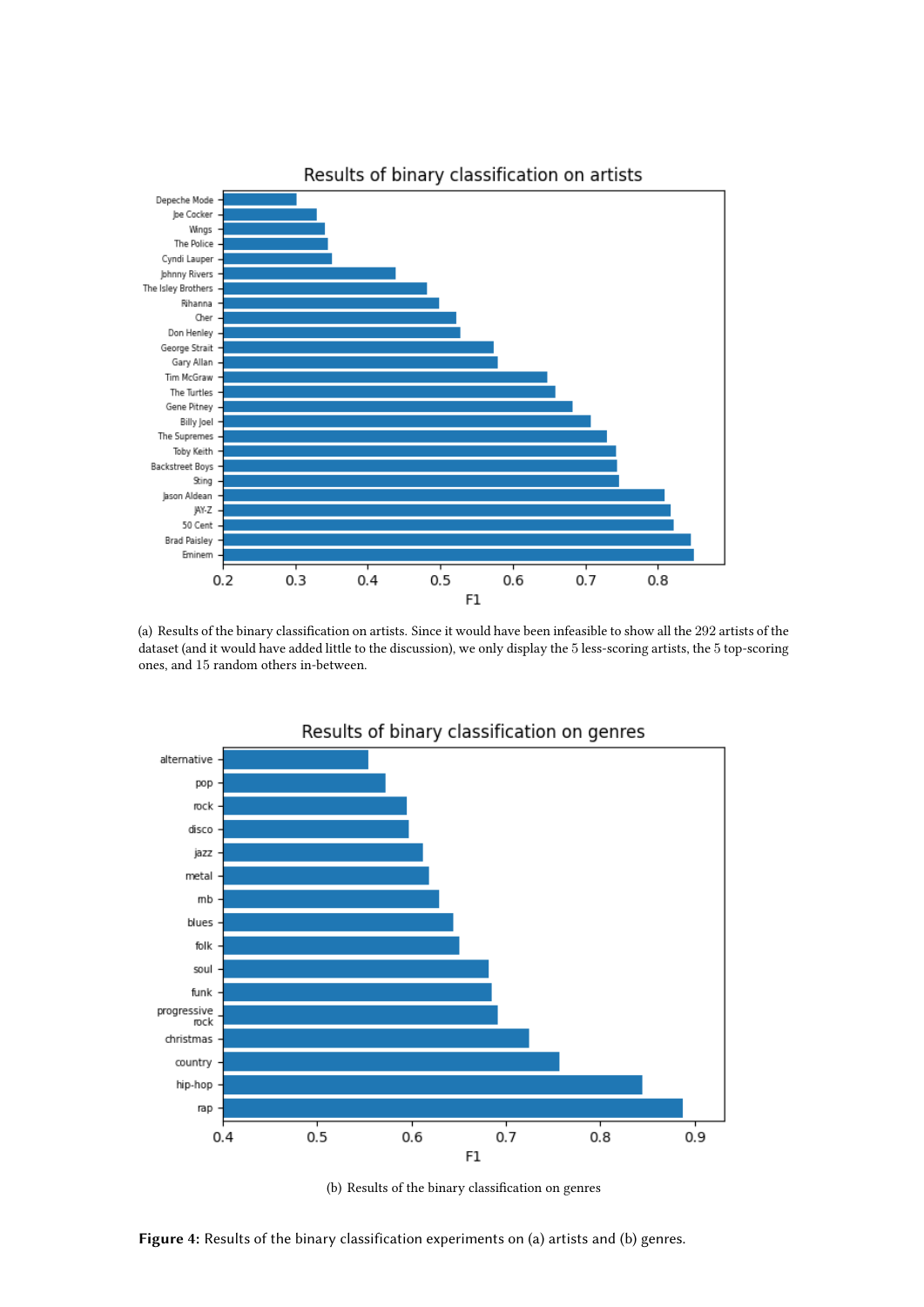(a) Results of the binary classification on artists. Since it would have been infeasible to show all the 292 artists of the dataset (and it would have added little to the discussion), we only display the 5 less-scoring artists, the 5 top-scoring ones, and 15 random others in-between.

(b) Results of the binary classification on genres

**Figure 4:** Results of the binary classification experiments on (a) artists and (b) genres.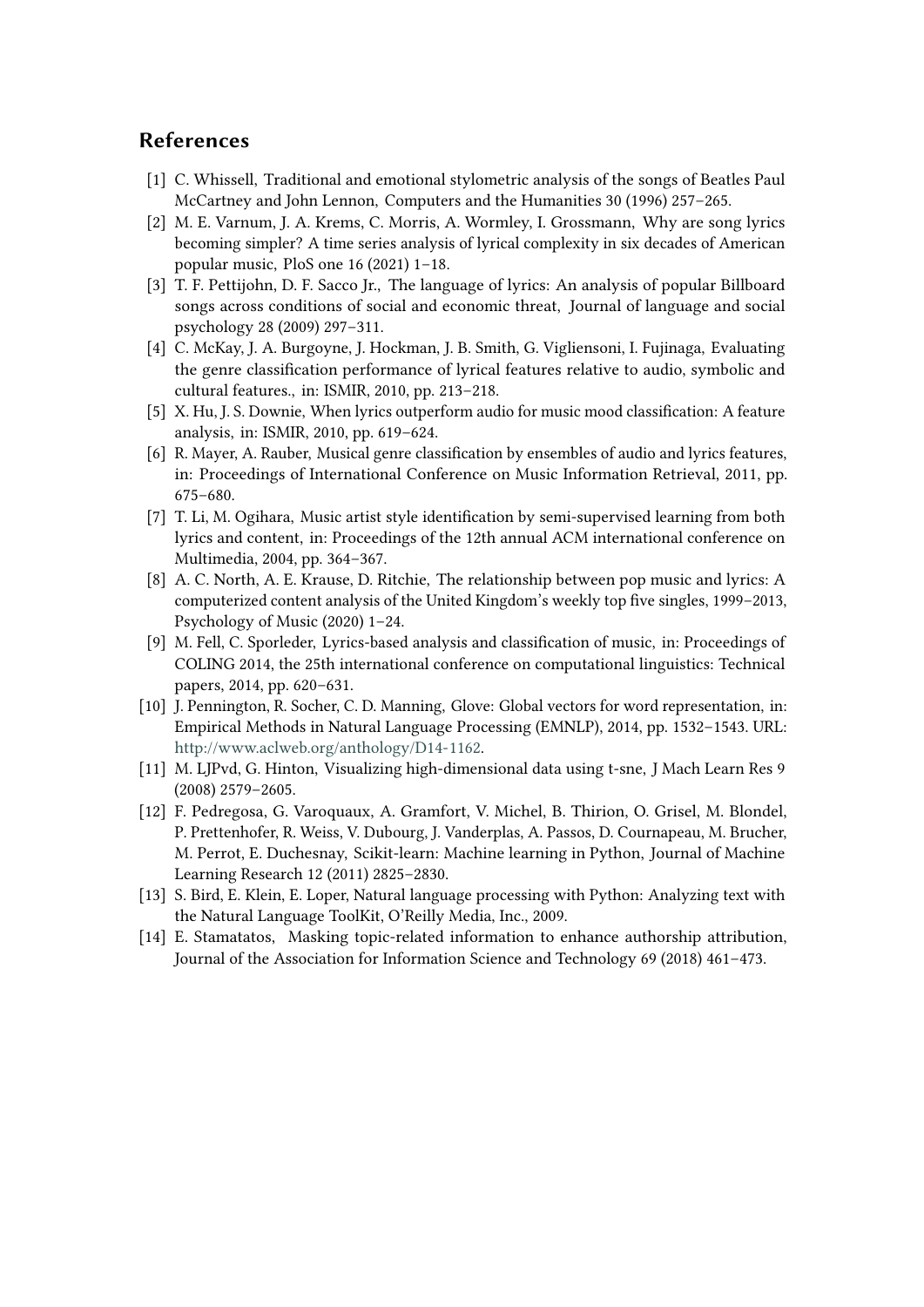## References

[1] C. Whissell, Traditional and emotional stylometric analysis of the songs of Beatles Paul McCartney and John Lennon, Computers and the Humanities 30 (1996) 257–265.

[2] M. E. Varnum, J. A. Krems, C. Morris, A. Wormley, I. Grossmann, Why are song lyrics becoming simpler? A time series analysis of lyrical complexity in six decades of American popular music, PloS one 16 (2021) 1–18.

[3] T. F. Pettijohn, D. F. Sacco Jr., The language of lyrics: An analysis of popular Billboard songs across conditions of social and economic threat, Journal of language and social psychology 28 (2009) 297–311.

[4] C. McKay, J. A. Burgoyne, J. Hockman, J. B. Smith, G. Vigliensoni, I. Fujinaga, Evaluating the genre classification performance of lyrical features relative to audio, symbolic and cultural features., in: ISMIR, 2010, pp. 213–218.

[5] X. Hu, J. S. Downie, When lyrics outperform audio for music mood classification: A feature analysis, in: ISMIR, 2010, pp. 619–624.

[6] R. Mayer, A. Rauber, Musical genre classification by ensembles of audio and lyrics features, in: Proceedings of International Conference on Music Information Retrieval, 2011, pp. 675–680.

[7] T. Li, M. Ogihara, Music artist style identification by semi-supervised learning from both lyrics and content, in: Proceedings of the 12th annual ACM international conference on Multimedia, 2004, pp. 364–367.

[8] A. C. North, A. E. Krause, D. Ritchie, The relationship between pop music and lyrics: A computerized content analysis of the United Kingdom's weekly top five singles, 1999–2013, Psychology of Music (2020) 1–24.

[9] M. Fell, C. Sporleder, Lyrics-based analysis and classification of music, in: Proceedings of COLING 2014, the 25th international conference on computational linguistics: Technical papers, 2014, pp. 620–631.

[10] J. Pennington, R. Socher, C. D. Manning, Glove: Global vectors for word representation, in: Empirical Methods in Natural Language Processing (EMNLP), 2014, pp. 1532–1543. URL: http://www.aclweb.org/anthology/D14-1162.

[11] M. LJPvd, G. Hinton, Visualizing high-dimensional data using t-sne, J Mach Learn Res 9 (2008) 2579–2605.

[12] F. Pedregosa, G. Varoquaux, A. Gramfort, V. Michel, B. Thirion, O. Grisel, M. Blondel, P. Prettenhofer, R. Weiss, V. Dubourg, J. Vanderplas, A. Passos, D. Cournapeau, M. Brucher, M. Perrot, E. Duchesnay, Scikit-learn: Machine learning in Python, Journal of Machine Learning Research 12 (2011) 2825–2830.

[13] S. Bird, E. Klein, E. Loper, Natural language processing with Python: Analyzing text with the Natural Language ToolKit, O'Reilly Media, Inc., 2009.

[14] E. Stamatatos, Masking topic-related information to enhance authorship attribution, Journal of the Association for Information Science and Technology 69 (2018) 461–473.